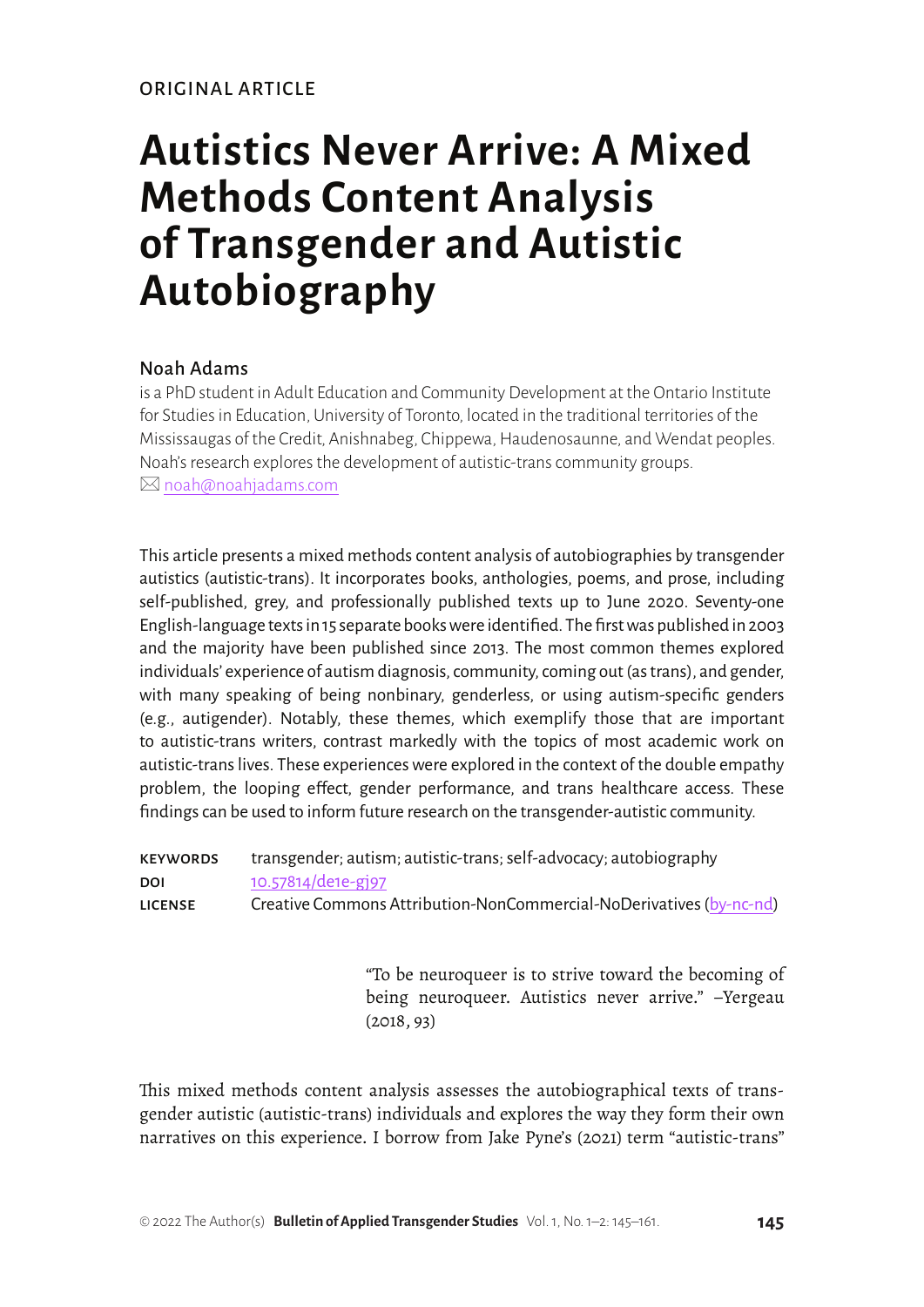ORIGINAL ARTICLE

# Autistics Never Arrive: A Mixed Methods Content Analysis of Transgender and Autistic Autobiography

## Noah Adams

is a PhD student in Adult Education and Community Development at the Ontario Institute for Studies in Education, University of Toronto, located in the traditional territories of the Mississaugas of the Credit, Anishnabeg, Chippewa, Haudenosaunne, and Wendat peoples. Noah's research explores the development of autistic-trans community groups.
✉ noah@noahjadams.com

This article presents a mixed methods content analysis of autobiographies by transgender autistics (autistic-trans). It incorporates books, anthologies, poems, and prose, including self-published, grey, and professionally published texts up to June 2020. Seventy-one English-language texts in 15 separate books were identified. The first was published in 2003 and the majority have been published since 2013. The most common themes explored individuals' experience of autism diagnosis, community, coming out (as trans), and gender, with many speaking of being nonbinary, genderless, or using autism-specific genders (e.g., autigender). Notably, these themes, which exemplify those that are important to autistic-trans writers, contrast markedly with the topics of most academic work on autistic-trans lives. These experiences were explored in the context of the double empathy problem, the looping effect, gender performance, and trans healthcare access. These findings can be used to inform future research on the transgender-autistic community.

| | |
|---|---|
| **KEYWORDS** | transgender; autism; autistic-trans; self-advocacy; autobiography |
| **DOI** | 10.57814/de1e-gj97 |
| **LICENSE** | Creative Commons Attribution-NonCommercial-NoDerivatives (by-nc-nd) |

> "To be neuroqueer is to strive toward the becoming of being neuroqueer. Autistics never arrive." –Yergeau (2018, 93)

This mixed methods content analysis assesses the autobiographical texts of transgender autistic (autistic-trans) individuals and explores the way they form their own narratives on this experience. I borrow from Jake Pyne's (2021) term "autistic-trans"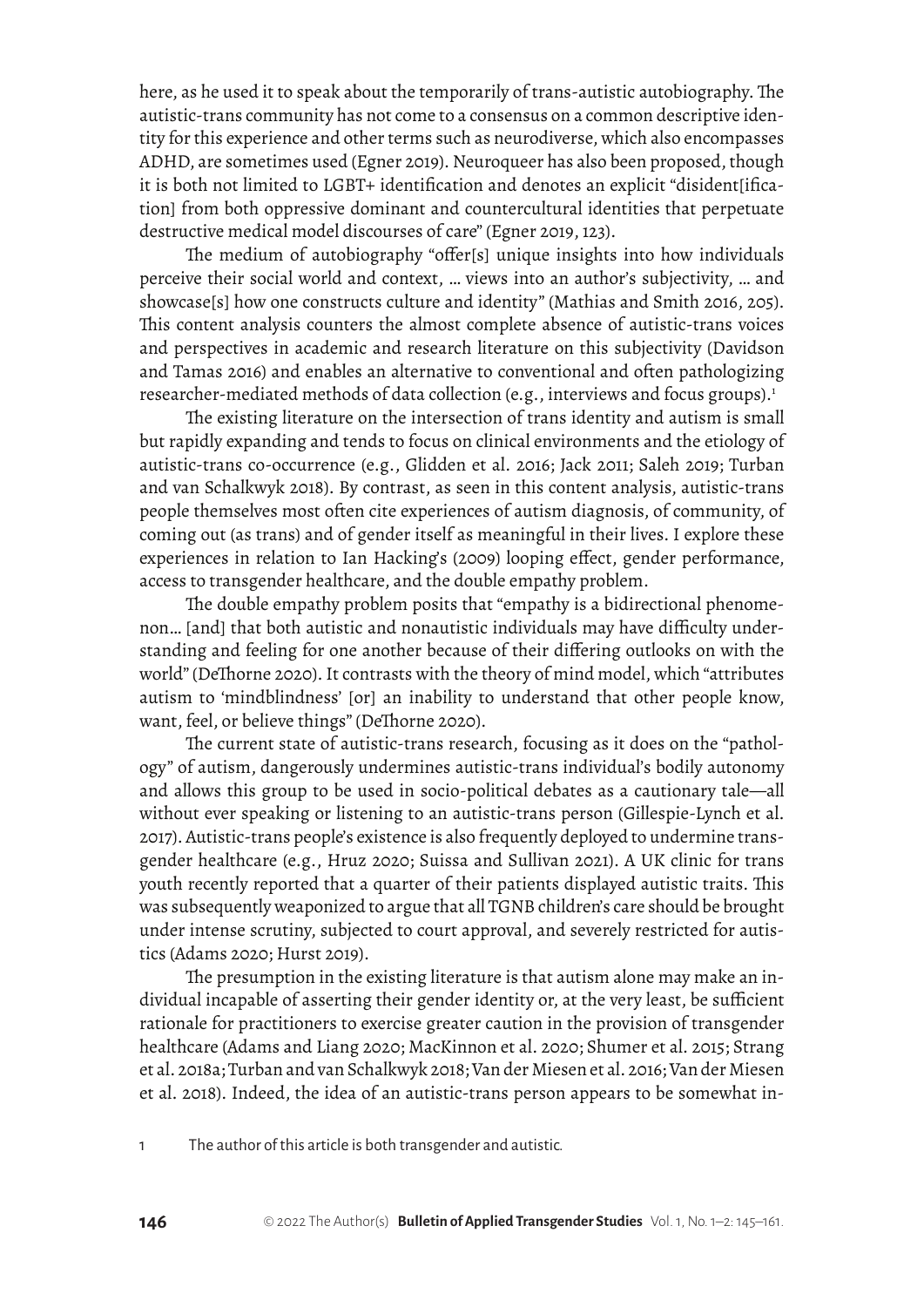here, as he used it to speak about the temporarily of trans-autistic autobiography. The autistic-trans community has not come to a consensus on a common descriptive identity for this experience and other terms such as neurodiverse, which also encompasses ADHD, are sometimes used (Egner 2019). Neuroqueer has also been proposed, though it is both not limited to LGBT+ identification and denotes an explicit "disident[ification] from both oppressive dominant and countercultural identities that perpetuate destructive medical model discourses of care" (Egner 2019, 123).

The medium of autobiography "offer[s] unique insights into how individuals perceive their social world and context, … views into an author's subjectivity, … and showcase[s] how one constructs culture and identity" (Mathias and Smith 2016, 205). This content analysis counters the almost complete absence of autistic-trans voices and perspectives in academic and research literature on this subjectivity (Davidson and Tamas 2016) and enables an alternative to conventional and often pathologizing researcher-mediated methods of data collection (e.g., interviews and focus groups).[1]

The existing literature on the intersection of trans identity and autism is small but rapidly expanding and tends to focus on clinical environments and the etiology of autistic-trans co-occurrence (e.g., Glidden et al. 2016; Jack 2011; Saleh 2019; Turban and van Schalkwyk 2018). By contrast, as seen in this content analysis, autistic-trans people themselves most often cite experiences of autism diagnosis, of community, of coming out (as trans) and of gender itself as meaningful in their lives. I explore these experiences in relation to Ian Hacking's (2009) looping effect, gender performance, access to transgender healthcare, and the double empathy problem.

The double empathy problem posits that "empathy is a bidirectional phenomenon… [and] that both autistic and nonautistic individuals may have difficulty understanding and feeling for one another because of their differing outlooks on with the world" (DeThorne 2020). It contrasts with the theory of mind model, which "attributes autism to 'mindblindness' [or] an inability to understand that other people know, want, feel, or believe things" (DeThorne 2020).

The current state of autistic-trans research, focusing as it does on the "pathology" of autism, dangerously undermines autistic-trans individual's bodily autonomy and allows this group to be used in socio-political debates as a cautionary tale—all without ever speaking or listening to an autistic-trans person (Gillespie-Lynch et al. 2017). Autistic-trans people's existence is also frequently deployed to undermine transgender healthcare (e.g., Hruz 2020; Suissa and Sullivan 2021). A UK clinic for trans youth recently reported that a quarter of their patients displayed autistic traits. This was subsequently weaponized to argue that all TGNB children's care should be brought under intense scrutiny, subjected to court approval, and severely restricted for autistics (Adams 2020; Hurst 2019).

The presumption in the existing literature is that autism alone may make an individual incapable of asserting their gender identity or, at the very least, be sufficient rationale for practitioners to exercise greater caution in the provision of transgender healthcare (Adams and Liang 2020; MacKinnon et al. 2020; Shumer et al. 2015; Strang et al. 2018a; Turban and van Schalkwyk 2018; Van der Miesen et al. 2016; Van der Miesen et al. 2018). Indeed, the idea of an autistic-trans person appears to be somewhat in-

[1] The author of this article is both transgender and autistic.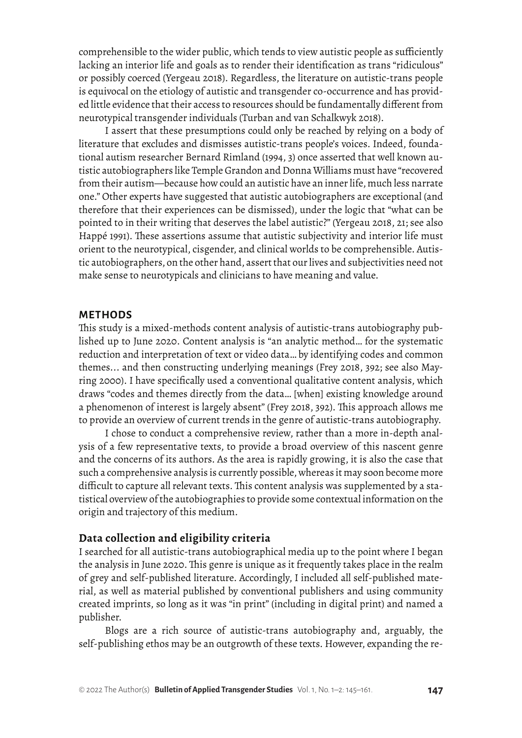comprehensible to the wider public, which tends to view autistic people as sufficiently lacking an interior life and goals as to render their identification as trans "ridiculous" or possibly coerced (Yergeau 2018). Regardless, the literature on autistic-trans people is equivocal on the etiology of autistic and transgender co-occurrence and has provided little evidence that their access to resources should be fundamentally different from neurotypical transgender individuals (Turban and van Schalkwyk 2018).

I assert that these presumptions could only be reached by relying on a body of literature that excludes and dismisses autistic-trans people's voices. Indeed, foundational autism researcher Bernard Rimland (1994, 3) once asserted that well known autistic autobiographers like Temple Grandon and Donna Williams must have "recovered from their autism—because how could an autistic have an inner life, much less narrate one." Other experts have suggested that autistic autobiographers are exceptional (and therefore that their experiences can be dismissed), under the logic that "what can be pointed to in their writing that deserves the label autistic?" (Yergeau 2018, 21; see also Happé 1991). These assertions assume that autistic subjectivity and interior life must orient to the neurotypical, cisgender, and clinical worlds to be comprehensible. Autistic autobiographers, on the other hand, assert that our lives and subjectivities need not make sense to neurotypicals and clinicians to have meaning and value.

## METHODS

This study is a mixed-methods content analysis of autistic-trans autobiography published up to June 2020. Content analysis is "an analytic method… for the systematic reduction and interpretation of text or video data… by identifying codes and common themes… and then constructing underlying meanings (Frey 2018, 392; see also Mayring 2000). I have specifically used a conventional qualitative content analysis, which draws "codes and themes directly from the data… [when] existing knowledge around a phenomenon of interest is largely absent" (Frey 2018, 392). This approach allows me to provide an overview of current trends in the genre of autistic-trans autobiography.

I chose to conduct a comprehensive review, rather than a more in-depth analysis of a few representative texts, to provide a broad overview of this nascent genre and the concerns of its authors. As the area is rapidly growing, it is also the case that such a comprehensive analysis is currently possible, whereas it may soon become more difficult to capture all relevant texts. This content analysis was supplemented by a statistical overview of the autobiographies to provide some contextual information on the origin and trajectory of this medium.

### Data collection and eligibility criteria

I searched for all autistic-trans autobiographical media up to the point where I began the analysis in June 2020. This genre is unique as it frequently takes place in the realm of grey and self-published literature. Accordingly, I included all self-published material, as well as material published by conventional publishers and using community created imprints, so long as it was "in print" (including in digital print) and named a publisher.

Blogs are a rich source of autistic-trans autobiography and, arguably, the self-publishing ethos may be an outgrowth of these texts. However, expanding the re-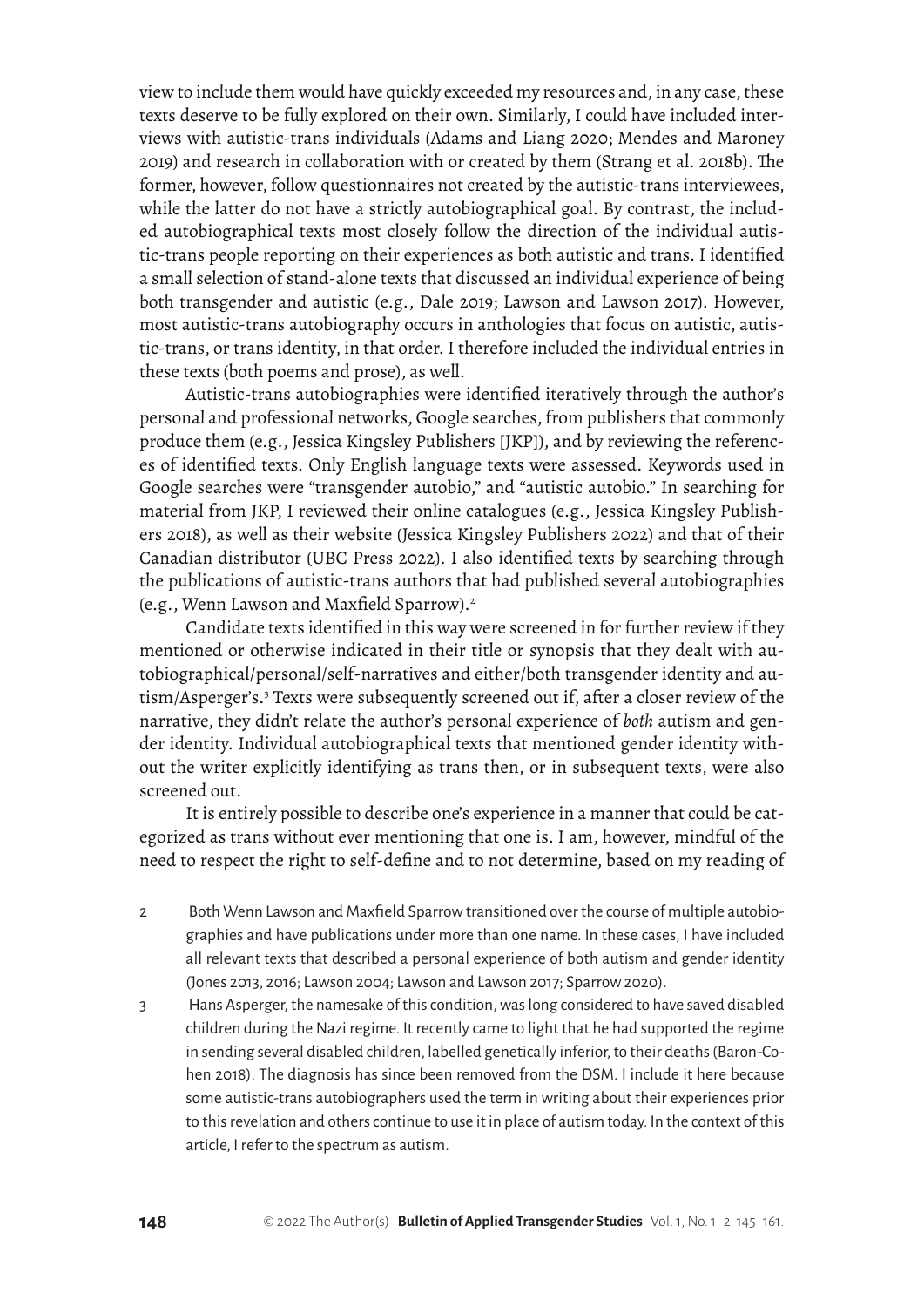view to include them would have quickly exceeded my resources and, in any case, these texts deserve to be fully explored on their own. Similarly, I could have included interviews with autistic-trans individuals (Adams and Liang 2020; Mendes and Maroney 2019) and research in collaboration with or created by them (Strang et al. 2018b). The former, however, follow questionnaires not created by the autistic-trans interviewees, while the latter do not have a strictly autobiographical goal. By contrast, the included autobiographical texts most closely follow the direction of the individual autistic-trans people reporting on their experiences as both autistic and trans. I identified a small selection of stand-alone texts that discussed an individual experience of being both transgender and autistic (e.g., Dale 2019; Lawson and Lawson 2017). However, most autistic-trans autobiography occurs in anthologies that focus on autistic, autistic-trans, or trans identity, in that order. I therefore included the individual entries in these texts (both poems and prose), as well.

Autistic-trans autobiographies were identified iteratively through the author's personal and professional networks, Google searches, from publishers that commonly produce them (e.g., Jessica Kingsley Publishers [JKP]), and by reviewing the references of identified texts. Only English language texts were assessed. Keywords used in Google searches were "transgender autobio," and "autistic autobio." In searching for material from JKP, I reviewed their online catalogues (e.g., Jessica Kingsley Publishers 2018), as well as their website (Jessica Kingsley Publishers 2022) and that of their Canadian distributor (UBC Press 2022). I also identified texts by searching through the publications of autistic-trans authors that had published several autobiographies (e.g., Wenn Lawson and Maxfield Sparrow).[2]

Candidate texts identified in this way were screened in for further review if they mentioned or otherwise indicated in their title or synopsis that they dealt with autobiographical/personal/self-narratives and either/both transgender identity and autism/Asperger's.[3] Texts were subsequently screened out if, after a closer review of the narrative, they didn't relate the author's personal experience of *both* autism and gender identity. Individual autobiographical texts that mentioned gender identity without the writer explicitly identifying as trans then, or in subsequent texts, were also screened out.

It is entirely possible to describe one's experience in a manner that could be categorized as trans without ever mentioning that one is. I am, however, mindful of the need to respect the right to self-define and to not determine, based on my reading of

2 Both Wenn Lawson and Maxfield Sparrow transitioned over the course of multiple autobiographies and have publications under more than one name. In these cases, I have included all relevant texts that described a personal experience of both autism and gender identity (Jones 2013, 2016; Lawson 2004; Lawson and Lawson 2017; Sparrow 2020).

3 Hans Asperger, the namesake of this condition, was long considered to have saved disabled children during the Nazi regime. It recently came to light that he had supported the regime in sending several disabled children, labelled genetically inferior, to their deaths (Baron-Cohen 2018). The diagnosis has since been removed from the DSM. I include it here because some autistic-trans autobiographers used the term in writing about their experiences prior to this revelation and others continue to use it in place of autism today. In the context of this article, I refer to the spectrum as autism.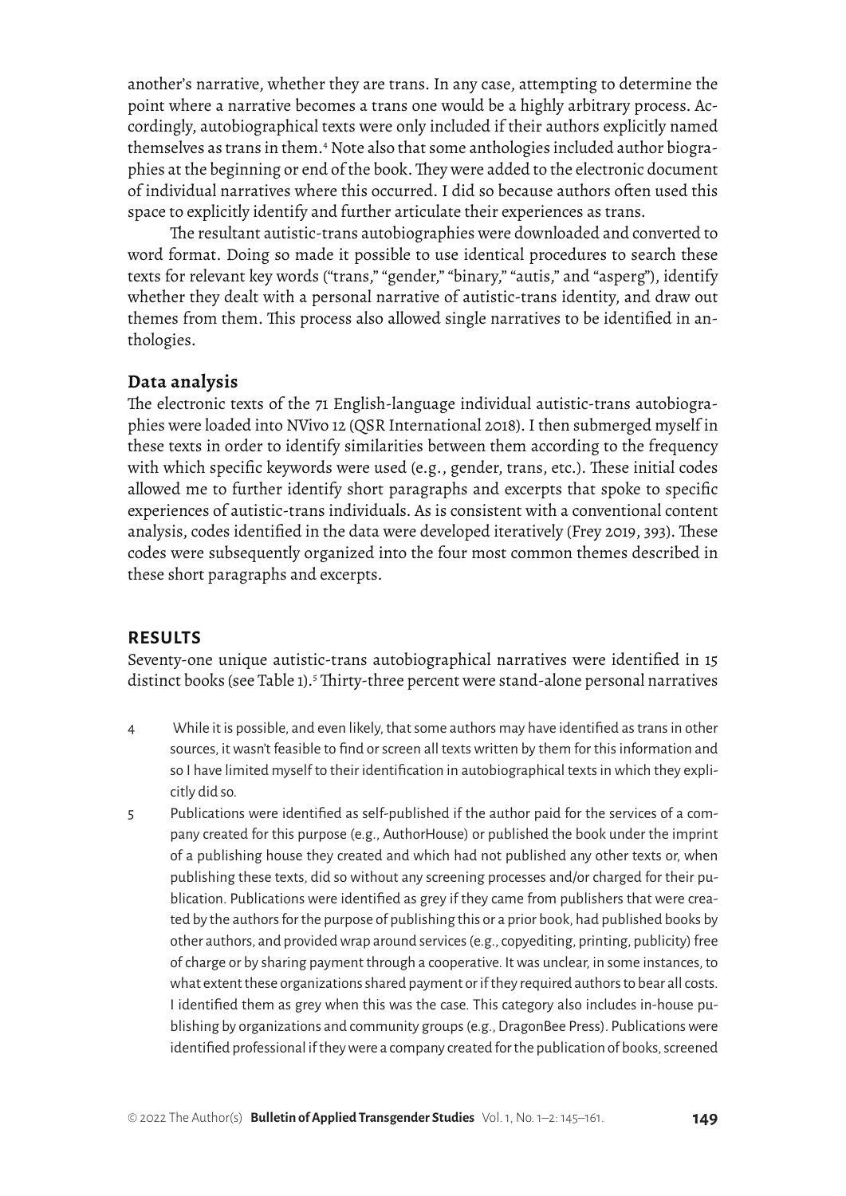another's narrative, whether they are trans. In any case, attempting to determine the point where a narrative becomes a trans one would be a highly arbitrary process. Accordingly, autobiographical texts were only included if their authors explicitly named themselves as trans in them.[4] Note also that some anthologies included author biographies at the beginning or end of the book. They were added to the electronic document of individual narratives where this occurred. I did so because authors often used this space to explicitly identify and further articulate their experiences as trans.

The resultant autistic-trans autobiographies were downloaded and converted to word format. Doing so made it possible to use identical procedures to search these texts for relevant key words ("trans," "gender," "binary," "autis," and "asperg"), identify whether they dealt with a personal narrative of autistic-trans identity, and draw out themes from them. This process also allowed single narratives to be identified in anthologies.

### Data analysis

The electronic texts of the 71 English-language individual autistic-trans autobiographies were loaded into NVivo 12 (QSR International 2018). I then submerged myself in these texts in order to identify similarities between them according to the frequency with which specific keywords were used (e.g., gender, trans, etc.). These initial codes allowed me to further identify short paragraphs and excerpts that spoke to specific experiences of autistic-trans individuals. As is consistent with a conventional content analysis, codes identified in the data were developed iteratively (Frey 2019, 393). These codes were subsequently organized into the four most common themes described in these short paragraphs and excerpts.

## RESULTS

Seventy-one unique autistic-trans autobiographical narratives were identified in 15 distinct books (see Table 1).[5] Thirty-three percent were stand-alone personal narratives

4 While it is possible, and even likely, that some authors may have identified as trans in other sources, it wasn't feasible to find or screen all texts written by them for this information and so I have limited myself to their identification in autobiographical texts in which they explicitly did so.

5 Publications were identified as self-published if the author paid for the services of a company created for this purpose (e.g., AuthorHouse) or published the book under the imprint of a publishing house they created and which had not published any other texts or, when publishing these texts, did so without any screening processes and/or charged for their publication. Publications were identified as grey if they came from publishers that were created by the authors for the purpose of publishing this or a prior book, had published books by other authors, and provided wrap around services (e.g., copyediting, printing, publicity) free of charge or by sharing payment through a cooperative. It was unclear, in some instances, to what extent these organizations shared payment or if they required authors to bear all costs. I identified them as grey when this was the case. This category also includes in-house publishing by organizations and community groups (e.g., DragonBee Press). Publications were identified professional if they were a company created for the publication of books, screened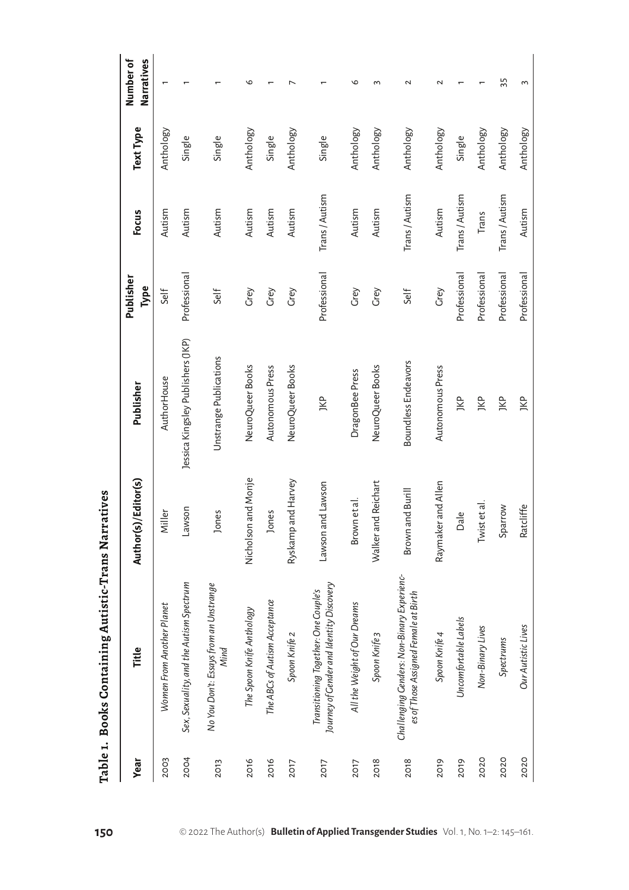**Table 1. Books Containing Autistic-Trans Narratives**

| Year | Title | Author(s)/Editor(s) | Publisher | Publisher Type | Focus | Text Type | Number of Narratives |
|---|---|---|---|---|---|---|---|
| 2003 | *Women From Another Planet* | Miller | AuthorHouse | Self | Autism | Anthology | 1 |
| 2004 | *Sex, Sexuality, and the Autism Spectrum* | Lawson | Jessica Kingsley Publishers (JKP) | Professional | Autism | Single | 1 |
| 2013 | *No You Don't: Essays from an Unstrange Mind* | Jones | Unstrange Publications | Self | Autism | Single | 1 |
| 2016 | *The Spoon Knife Anthology* | Nicholson and Monje | NeuroQueer Books | Grey | Autism | Anthology | 6 |
| 2016 | *The ABCs of Autism Acceptance* | Jones | Autonomous Press | Grey | Autism | Single | 1 |
| 2017 | *Spoon Knife 2* | Ryskamp and Harvey | NeuroQueer Books | Grey | Autism | Anthology | 7 |
| 2017 | *Transitioning Together: One Couple's Journey of Gender and Identity Discovery* | Lawson and Lawson | JKP | Professional | Trans / Autism | Single | 1 |
| 2017 | *All the Weight of Our Dreams* | Brown et al. | DragonBee Press | Grey | Autism | Anthology | 6 |
| 2018 | *Spoon Knife 3* | Walker and Reichart | NeuroQueer Books | Grey | Autism | Anthology | 3 |
| 2018 | *Challenging Genders: Non-Binary Experiences of Those Assigned Female at Birth* | Brown and Burill | Boundless Endeavors | Self | Trans / Autism | Anthology | 2 |
| 2019 | *Spoon Knife 4* | Raymaker and Allen | Autonomous Press | Grey | Autism | Anthology | 2 |
| 2019 | *Uncomfortable Labels* | Dale | JKP | Professional | Trans / Autism | Single | 1 |
| 2020 | *Non-Binary Lives* | Twist et al. | JKP | Professional | Trans | Anthology | 1 |
| 2020 | *Spectrums* | Sparrow | JKP | Professional | Trans / Autism | Anthology | 35 |
| 2020 | *Our Autistic Lives* | Ratcliffe | JKP | Professional | Autism | Anthology | 3 |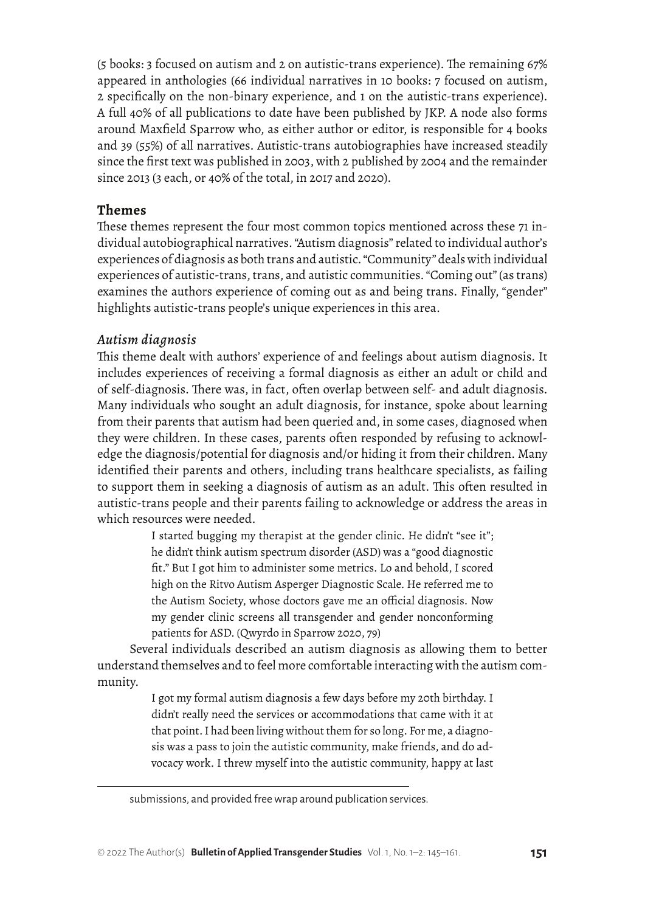(5 books: 3 focused on autism and 2 on autistic-trans experience). The remaining 67% appeared in anthologies (66 individual narratives in 10 books: 7 focused on autism, 2 specifically on the non-binary experience, and 1 on the autistic-trans experience). A full 40% of all publications to date have been published by JKP. A node also forms around Maxfield Sparrow who, as either author or editor, is responsible for 4 books and 39 (55%) of all narratives. Autistic-trans autobiographies have increased steadily since the first text was published in 2003, with 2 published by 2004 and the remainder since 2013 (3 each, or 40% of the total, in 2017 and 2020).

## Themes

These themes represent the four most common topics mentioned across these 71 individual autobiographical narratives. "Autism diagnosis" related to individual author's experiences of diagnosis as both trans and autistic. "Community" deals with individual experiences of autistic-trans, trans, and autistic communities. "Coming out" (as trans) examines the authors experience of coming out as and being trans. Finally, "gender" highlights autistic-trans people's unique experiences in this area.

### *Autism diagnosis*

This theme dealt with authors' experience of and feelings about autism diagnosis. It includes experiences of receiving a formal diagnosis as either an adult or child and of self-diagnosis. There was, in fact, often overlap between self- and adult diagnosis. Many individuals who sought an adult diagnosis, for instance, spoke about learning from their parents that autism had been queried and, in some cases, diagnosed when they were children. In these cases, parents often responded by refusing to acknowledge the diagnosis/potential for diagnosis and/or hiding it from their children. Many identified their parents and others, including trans healthcare specialists, as failing to support them in seeking a diagnosis of autism as an adult. This often resulted in autistic-trans people and their parents failing to acknowledge or address the areas in which resources were needed.

> I started bugging my therapist at the gender clinic. He didn't "see it"; he didn't think autism spectrum disorder (ASD) was a "good diagnostic fit." But I got him to administer some metrics. Lo and behold, I scored high on the Ritvo Autism Asperger Diagnostic Scale. He referred me to the Autism Society, whose doctors gave me an official diagnosis. Now my gender clinic screens all transgender and gender nonconforming patients for ASD. (Qwyrdo in Sparrow 2020, 79)

Several individuals described an autism diagnosis as allowing them to better understand themselves and to feel more comfortable interacting with the autism community.

> I got my formal autism diagnosis a few days before my 20th birthday. I didn't really need the services or accommodations that came with it at that point. I had been living without them for so long. For me, a diagnosis was a pass to join the autistic community, make friends, and do advocacy work. I threw myself into the autistic community, happy at last

submissions, and provided free wrap around publication services.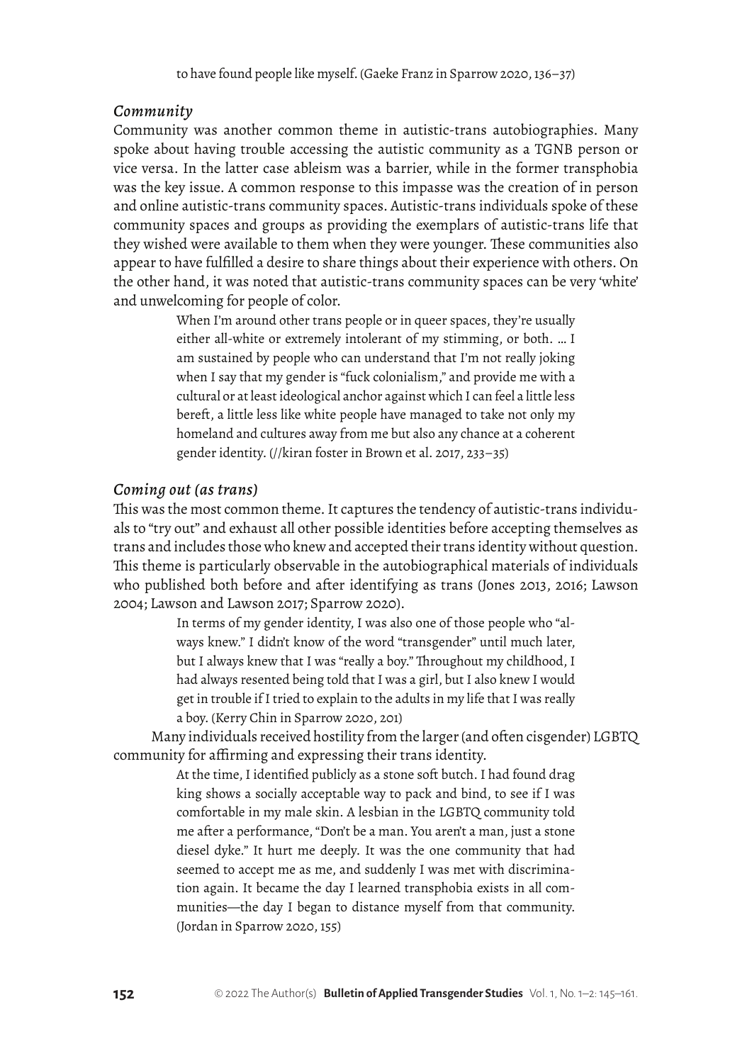to have found people like myself. (Gaeke Franz in Sparrow 2020, 136–37)

### *Community*

Community was another common theme in autistic-trans autobiographies. Many spoke about having trouble accessing the autistic community as a TGNB person or vice versa. In the latter case ableism was a barrier, while in the former transphobia was the key issue. A common response to this impasse was the creation of in person and online autistic-trans community spaces. Autistic-trans individuals spoke of these community spaces and groups as providing the exemplars of autistic-trans life that they wished were available to them when they were younger. These communities also appear to have fulfilled a desire to share things about their experience with others. On the other hand, it was noted that autistic-trans community spaces can be very 'white' and unwelcoming for people of color.

> When I'm around other trans people or in queer spaces, they're usually either all-white or extremely intolerant of my stimming, or both. … I am sustained by people who can understand that I'm not really joking when I say that my gender is "fuck colonialism," and provide me with a cultural or at least ideological anchor against which I can feel a little less bereft, a little less like white people have managed to take not only my homeland and cultures away from me but also any chance at a coherent gender identity. (//kiran foster in Brown et al. 2017, 233–35)

### *Coming out (as trans)*

This was the most common theme. It captures the tendency of autistic-trans individuals to "try out" and exhaust all other possible identities before accepting themselves as trans and includes those who knew and accepted their trans identity without question. This theme is particularly observable in the autobiographical materials of individuals who published both before and after identifying as trans (Jones 2013, 2016; Lawson 2004; Lawson and Lawson 2017; Sparrow 2020).

> In terms of my gender identity, I was also one of those people who "always knew." I didn't know of the word "transgender" until much later, but I always knew that I was "really a boy." Throughout my childhood, I had always resented being told that I was a girl, but I also knew I would get in trouble if I tried to explain to the adults in my life that I was really a boy. (Kerry Chin in Sparrow 2020, 201)

Many individuals received hostility from the larger (and often cisgender) LGBTQ community for affirming and expressing their trans identity.

> At the time, I identified publicly as a stone soft butch. I had found drag king shows a socially acceptable way to pack and bind, to see if I was comfortable in my male skin. A lesbian in the LGBTQ community told me after a performance, "Don't be a man. You aren't a man, just a stone diesel dyke." It hurt me deeply. It was the one community that had seemed to accept me as me, and suddenly I was met with discrimination again. It became the day I learned transphobia exists in all communities—the day I began to distance myself from that community. (Jordan in Sparrow 2020, 155)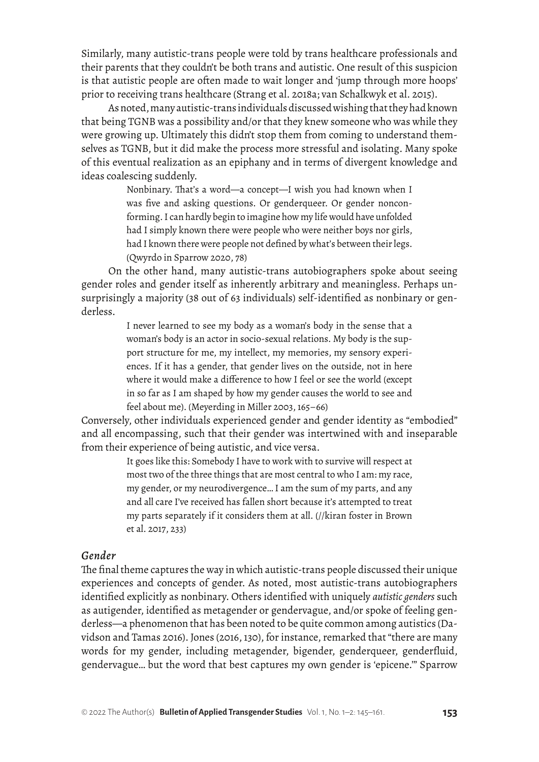Similarly, many autistic-trans people were told by trans healthcare professionals and their parents that they couldn't be both trans and autistic. One result of this suspicion is that autistic people are often made to wait longer and 'jump through more hoops' prior to receiving trans healthcare (Strang et al. 2018a; van Schalkwyk et al. 2015).

As noted, many autistic-trans individuals discussed wishing that they had known that being TGNB was a possibility and/or that they knew someone who was while they were growing up. Ultimately this didn't stop them from coming to understand themselves as TGNB, but it did make the process more stressful and isolating. Many spoke of this eventual realization as an epiphany and in terms of divergent knowledge and ideas coalescing suddenly.

> Nonbinary. That's a word—a concept—I wish you had known when I was five and asking questions. Or genderqueer. Or gender nonconforming. I can hardly begin to imagine how my life would have unfolded had I simply known there were people who were neither boys nor girls, had I known there were people not defined by what's between their legs. (Qwyrdo in Sparrow 2020, 78)

On the other hand, many autistic-trans autobiographers spoke about seeing gender roles and gender itself as inherently arbitrary and meaningless. Perhaps unsurprisingly a majority (38 out of 63 individuals) self-identified as nonbinary or genderless.

> I never learned to see my body as a woman's body in the sense that a woman's body is an actor in socio-sexual relations. My body is the support structure for me, my intellect, my memories, my sensory experiences. If it has a gender, that gender lives on the outside, not in here where it would make a difference to how I feel or see the world (except in so far as I am shaped by how my gender causes the world to see and feel about me). (Meyerding in Miller 2003, 165–66)

Conversely, other individuals experienced gender and gender identity as "embodied" and all encompassing, such that their gender was intertwined with and inseparable from their experience of being autistic, and vice versa.

> It goes like this: Somebody I have to work with to survive will respect at most two of the three things that are most central to who I am: my race, my gender, or my neurodivergence… I am the sum of my parts, and any and all care I've received has fallen short because it's attempted to treat my parts separately if it considers them at all. (//kiran foster in Brown et al. 2017, 233)

### *Gender*

The final theme captures the way in which autistic-trans people discussed their unique experiences and concepts of gender. As noted, most autistic-trans autobiographers identified explicitly as nonbinary. Others identified with uniquely *autistic genders* such as autigender, identified as metagender or gendervague, and/or spoke of feeling genderless—a phenomenon that has been noted to be quite common among autistics (Davidson and Tamas 2016). Jones (2016, 130), for instance, remarked that "there are many words for my gender, including metagender, bigender, genderqueer, genderfluid, gendervague… but the word that best captures my own gender is 'epicene.'" Sparrow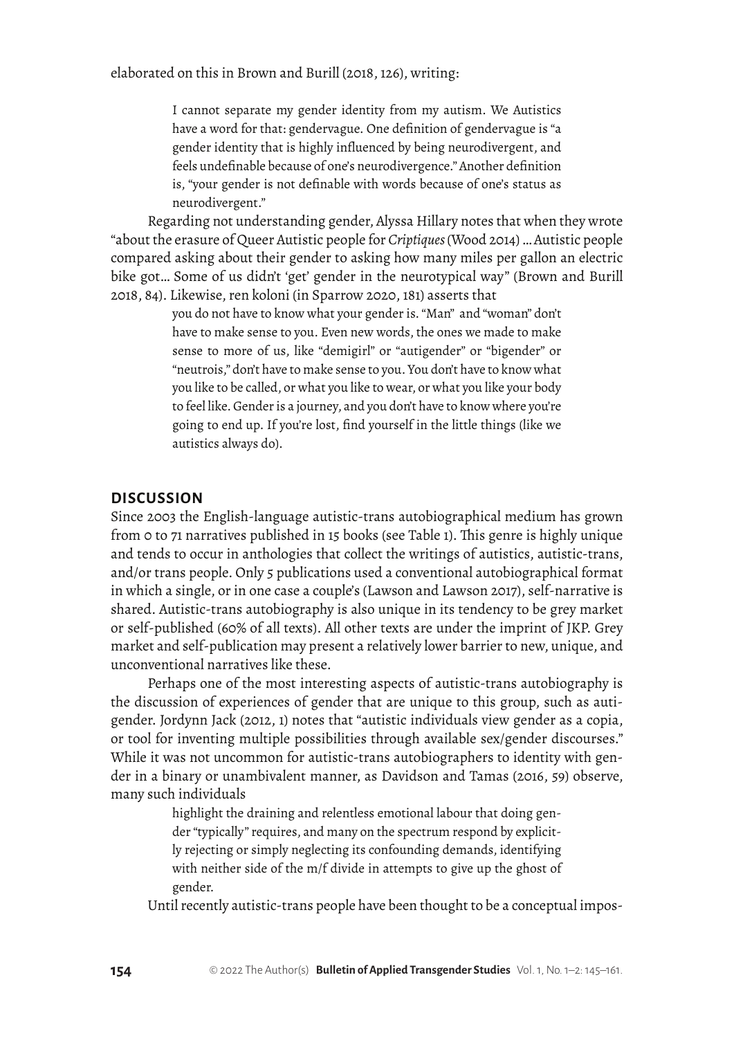elaborated on this in Brown and Burill (2018, 126), writing:

> I cannot separate my gender identity from my autism. We Autistics have a word for that: gendervague. One definition of gendervague is "a gender identity that is highly influenced by being neurodivergent, and feels undefinable because of one's neurodivergence." Another definition is, "your gender is not definable with words because of one's status as neurodivergent."

Regarding not understanding gender, Alyssa Hillary notes that when they wrote "about the erasure of Queer Autistic people for *Criptiques* (Wood 2014) … Autistic people compared asking about their gender to asking how many miles per gallon an electric bike got… Some of us didn't 'get' gender in the neurotypical way" (Brown and Burill 2018, 84). Likewise, ren koloni (in Sparrow 2020, 181) asserts that

> you do not have to know what your gender is. "Man" and "woman" don't have to make sense to you. Even new words, the ones we made to make sense to more of us, like "demigirl" or "autigender" or "bigender" or "neutrois," don't have to make sense to you. You don't have to know what you like to be called, or what you like to wear, or what you like your body to feel like. Gender is a journey, and you don't have to know where you're going to end up. If you're lost, find yourself in the little things (like we autistics always do).

## DISCUSSION

Since 2003 the English-language autistic-trans autobiographical medium has grown from 0 to 71 narratives published in 15 books (see Table 1). This genre is highly unique and tends to occur in anthologies that collect the writings of autistics, autistic-trans, and/or trans people. Only 5 publications used a conventional autobiographical format in which a single, or in one case a couple's (Lawson and Lawson 2017), self-narrative is shared. Autistic-trans autobiography is also unique in its tendency to be grey market or self-published (60% of all texts). All other texts are under the imprint of JKP. Grey market and self-publication may present a relatively lower barrier to new, unique, and unconventional narratives like these.

Perhaps one of the most interesting aspects of autistic-trans autobiography is the discussion of experiences of gender that are unique to this group, such as autigender. Jordynn Jack (2012, 1) notes that "autistic individuals view gender as a copia, or tool for inventing multiple possibilities through available sex/gender discourses." While it was not uncommon for autistic-trans autobiographers to identity with gender in a binary or unambivalent manner, as Davidson and Tamas (2016, 59) observe, many such individuals

> highlight the draining and relentless emotional labour that doing gender "typically" requires, and many on the spectrum respond by explicitly rejecting or simply neglecting its confounding demands, identifying with neither side of the m/f divide in attempts to give up the ghost of gender.

Until recently autistic-trans people have been thought to be a conceptual impos-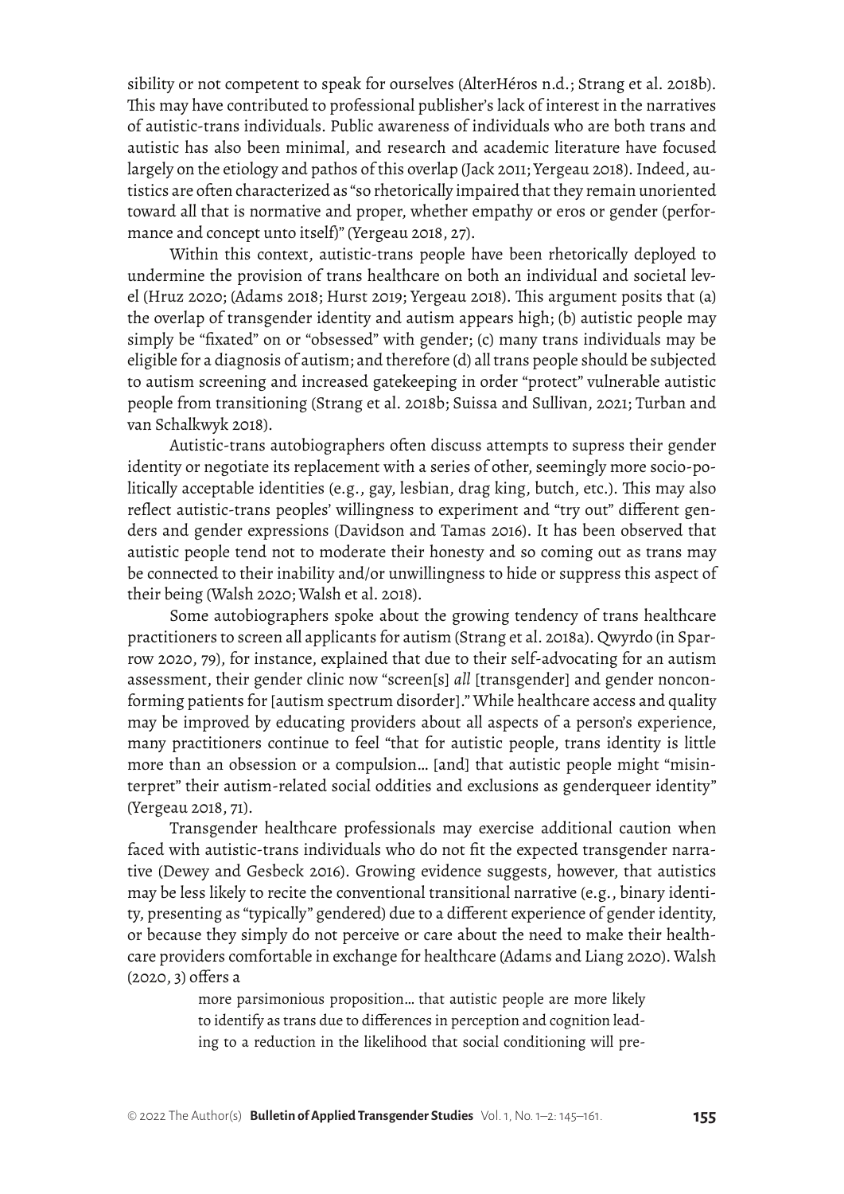sibility or not competent to speak for ourselves (AlterHéros n.d.; Strang et al. 2018b). This may have contributed to professional publisher's lack of interest in the narratives of autistic-trans individuals. Public awareness of individuals who are both trans and autistic has also been minimal, and research and academic literature have focused largely on the etiology and pathos of this overlap (Jack 2011; Yergeau 2018). Indeed, autistics are often characterized as "so rhetorically impaired that they remain unoriented toward all that is normative and proper, whether empathy or eros or gender (performance and concept unto itself)" (Yergeau 2018, 27).

Within this context, autistic-trans people have been rhetorically deployed to undermine the provision of trans healthcare on both an individual and societal level (Hruz 2020; (Adams 2018; Hurst 2019; Yergeau 2018). This argument posits that (a) the overlap of transgender identity and autism appears high; (b) autistic people may simply be "fixated" on or "obsessed" with gender; (c) many trans individuals may be eligible for a diagnosis of autism; and therefore (d) all trans people should be subjected to autism screening and increased gatekeeping in order "protect" vulnerable autistic people from transitioning (Strang et al. 2018b; Suissa and Sullivan, 2021; Turban and van Schalkwyk 2018).

Autistic-trans autobiographers often discuss attempts to supress their gender identity or negotiate its replacement with a series of other, seemingly more socio-politically acceptable identities (e.g., gay, lesbian, drag king, butch, etc.). This may also reflect autistic-trans peoples' willingness to experiment and "try out" different genders and gender expressions (Davidson and Tamas 2016). It has been observed that autistic people tend not to moderate their honesty and so coming out as trans may be connected to their inability and/or unwillingness to hide or suppress this aspect of their being (Walsh 2020; Walsh et al. 2018).

Some autobiographers spoke about the growing tendency of trans healthcare practitioners to screen all applicants for autism (Strang et al. 2018a). Qwyrdo (in Sparrow 2020, 79), for instance, explained that due to their self-advocating for an autism assessment, their gender clinic now "screen[s] *all* [transgender] and gender nonconforming patients for [autism spectrum disorder]." While healthcare access and quality may be improved by educating providers about all aspects of a person's experience, many practitioners continue to feel "that for autistic people, trans identity is little more than an obsession or a compulsion… [and] that autistic people might "misinterpret" their autism-related social oddities and exclusions as genderqueer identity" (Yergeau 2018, 71).

Transgender healthcare professionals may exercise additional caution when faced with autistic-trans individuals who do not fit the expected transgender narrative (Dewey and Gesbeck 2016). Growing evidence suggests, however, that autistics may be less likely to recite the conventional transitional narrative (e.g., binary identity, presenting as "typically" gendered) due to a different experience of gender identity, or because they simply do not perceive or care about the need to make their healthcare providers comfortable in exchange for healthcare (Adams and Liang 2020). Walsh (2020, 3) offers a

> more parsimonious proposition… that autistic people are more likely to identify as trans due to differences in perception and cognition leading to a reduction in the likelihood that social conditioning will pre-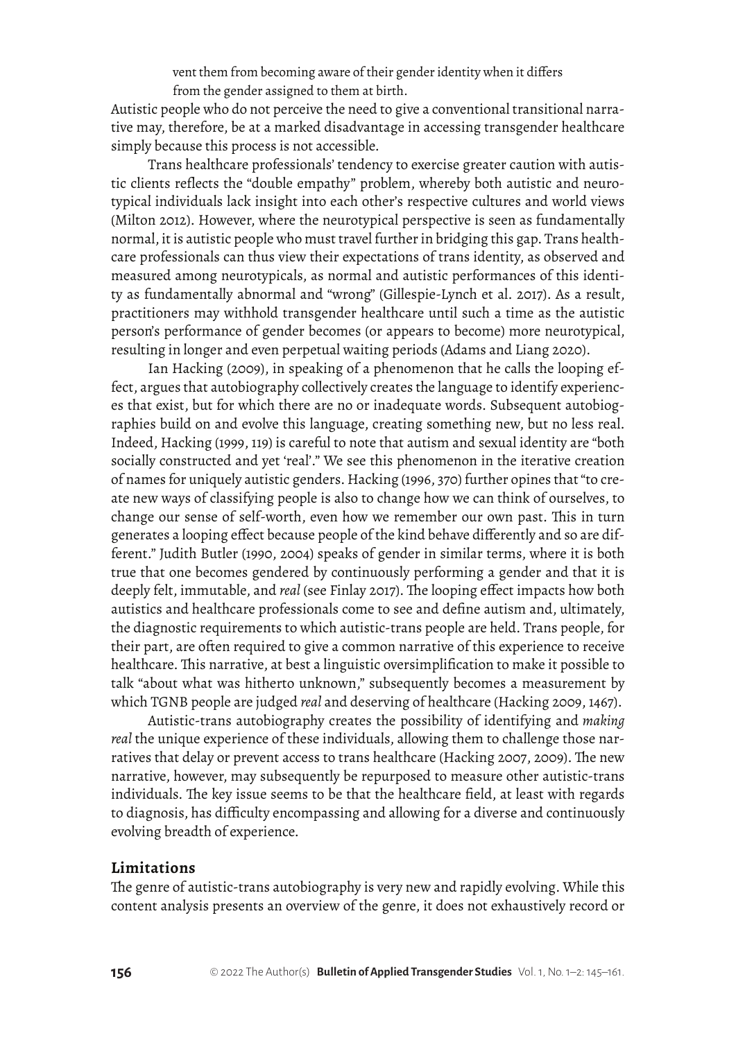vent them from becoming aware of their gender identity when it differs from the gender assigned to them at birth.

Autistic people who do not perceive the need to give a conventional transitional narrative may, therefore, be at a marked disadvantage in accessing transgender healthcare simply because this process is not accessible.

Trans healthcare professionals' tendency to exercise greater caution with autistic clients reflects the "double empathy" problem, whereby both autistic and neurotypical individuals lack insight into each other's respective cultures and world views (Milton 2012). However, where the neurotypical perspective is seen as fundamentally normal, it is autistic people who must travel further in bridging this gap. Trans healthcare professionals can thus view their expectations of trans identity, as observed and measured among neurotypicals, as normal and autistic performances of this identity as fundamentally abnormal and "wrong" (Gillespie-Lynch et al. 2017). As a result, practitioners may withhold transgender healthcare until such a time as the autistic person's performance of gender becomes (or appears to become) more neurotypical, resulting in longer and even perpetual waiting periods (Adams and Liang 2020).

Ian Hacking (2009), in speaking of a phenomenon that he calls the looping effect, argues that autobiography collectively creates the language to identify experiences that exist, but for which there are no or inadequate words. Subsequent autobiographies build on and evolve this language, creating something new, but no less real. Indeed, Hacking (1999, 119) is careful to note that autism and sexual identity are "both socially constructed and yet 'real'." We see this phenomenon in the iterative creation of names for uniquely autistic genders. Hacking (1996, 370) further opines that "to create new ways of classifying people is also to change how we can think of ourselves, to change our sense of self-worth, even how we remember our own past. This in turn generates a looping effect because people of the kind behave differently and so are different." Judith Butler (1990, 2004) speaks of gender in similar terms, where it is both true that one becomes gendered by continuously performing a gender and that it is deeply felt, immutable, and *real* (see Finlay 2017). The looping effect impacts how both autistics and healthcare professionals come to see and define autism and, ultimately, the diagnostic requirements to which autistic-trans people are held. Trans people, for their part, are often required to give a common narrative of this experience to receive healthcare. This narrative, at best a linguistic oversimplification to make it possible to talk "about what was hitherto unknown," subsequently becomes a measurement by which TGNB people are judged *real* and deserving of healthcare (Hacking 2009, 1467).

Autistic-trans autobiography creates the possibility of identifying and *making real* the unique experience of these individuals, allowing them to challenge those narratives that delay or prevent access to trans healthcare (Hacking 2007, 2009). The new narrative, however, may subsequently be repurposed to measure other autistic-trans individuals. The key issue seems to be that the healthcare field, at least with regards to diagnosis, has difficulty encompassing and allowing for a diverse and continuously evolving breadth of experience.

## Limitations

The genre of autistic-trans autobiography is very new and rapidly evolving. While this content analysis presents an overview of the genre, it does not exhaustively record or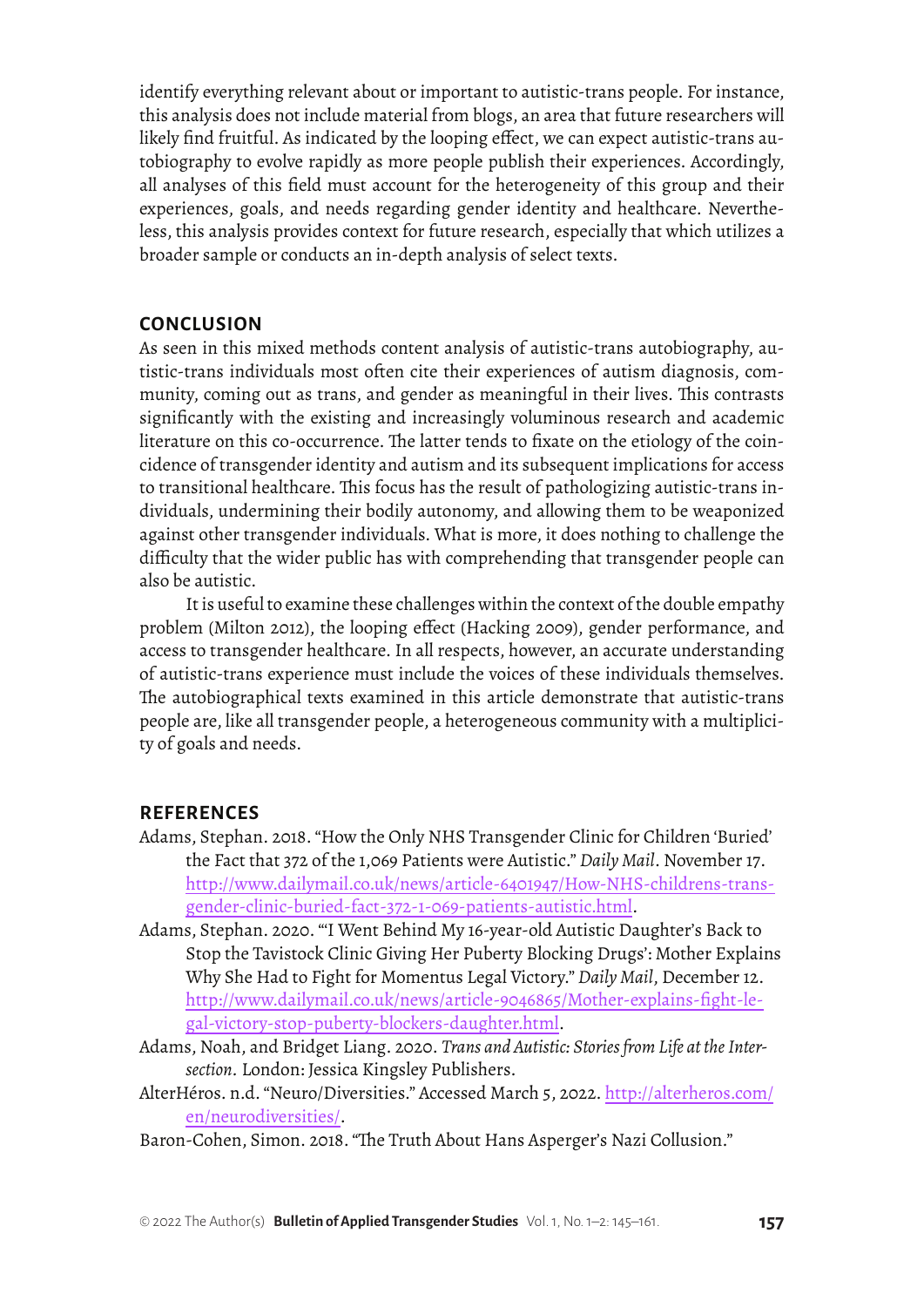identify everything relevant about or important to autistic-trans people. For instance, this analysis does not include material from blogs, an area that future researchers will likely find fruitful. As indicated by the looping effect, we can expect autistic-trans autobiography to evolve rapidly as more people publish their experiences. Accordingly, all analyses of this field must account for the heterogeneity of this group and their experiences, goals, and needs regarding gender identity and healthcare. Nevertheless, this analysis provides context for future research, especially that which utilizes a broader sample or conducts an in-depth analysis of select texts.

## CONCLUSION

As seen in this mixed methods content analysis of autistic-trans autobiography, autistic-trans individuals most often cite their experiences of autism diagnosis, community, coming out as trans, and gender as meaningful in their lives. This contrasts significantly with the existing and increasingly voluminous research and academic literature on this co-occurrence. The latter tends to fixate on the etiology of the coincidence of transgender identity and autism and its subsequent implications for access to transitional healthcare. This focus has the result of pathologizing autistic-trans individuals, undermining their bodily autonomy, and allowing them to be weaponized against other transgender individuals. What is more, it does nothing to challenge the difficulty that the wider public has with comprehending that transgender people can also be autistic.

It is useful to examine these challenges within the context of the double empathy problem (Milton 2012), the looping effect (Hacking 2009), gender performance, and access to transgender healthcare. In all respects, however, an accurate understanding of autistic-trans experience must include the voices of these individuals themselves. The autobiographical texts examined in this article demonstrate that autistic-trans people are, like all transgender people, a heterogeneous community with a multiplicity of goals and needs.

## REFERENCES

Adams, Stephan. 2018. "How the Only NHS Transgender Clinic for Children 'Buried' the Fact that 372 of the 1,069 Patients were Autistic." *Daily Mail*. November 17. http://www.dailymail.co.uk/news/article-6401947/How-NHS-childrens-transgender-clinic-buried-fact-372-1-069-patients-autistic.html.

Adams, Stephan. 2020. "'I Went Behind My 16-year-old Autistic Daughter's Back to Stop the Tavistock Clinic Giving Her Puberty Blocking Drugs': Mother Explains Why She Had to Fight for Momentus Legal Victory." *Daily Mail*, December 12. http://www.dailymail.co.uk/news/article-9046865/Mother-explains-fight-legal-victory-stop-puberty-blockers-daughter.html.

Adams, Noah, and Bridget Liang. 2020. *Trans and Autistic: Stories from Life at the Intersection*. London: Jessica Kingsley Publishers.

AlterHéros. n.d. "Neuro/Diversities." Accessed March 5, 2022. http://alterheros.com/en/neurodiversities/.

Baron-Cohen, Simon. 2018. "The Truth About Hans Asperger's Nazi Collusion."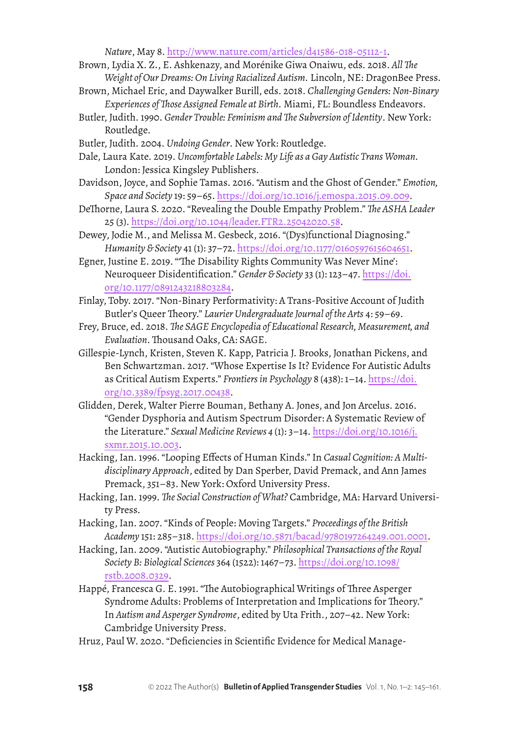*Nature*, May 8. http://www.nature.com/articles/d41586-018-05112-1.

Brown, Lydia X. Z., E. Ashkenazy, and Morénike Giwa Onaiwu, eds. 2018. *All The Weight of Our Dreams: On Living Racialized Autism.* Lincoln, NE: DragonBee Press.

Brown, Michael Eric, and Daywalker Burill, eds. 2018. *Challenging Genders: Non-Binary Experiences of Those Assigned Female at Birth.* Miami, FL: Boundless Endeavors.

Butler, Judith. 1990. *Gender Trouble: Feminism and The Subversion of Identity*. New York: Routledge.

Butler, Judith. 2004. *Undoing Gender*. New York: Routledge.

Dale, Laura Kate. 2019. *Uncomfortable Labels: My Life as a Gay Autistic Trans Woman.* London: Jessica Kingsley Publishers.

Davidson, Joyce, and Sophie Tamas. 2016. "Autism and the Ghost of Gender." *Emotion, Space and Society* 19: 59–65. https://doi.org/10.1016/j.emospa.2015.09.009.

DeThorne, Laura S. 2020. "Revealing the Double Empathy Problem." *The ASHA Leader* 25 (3). https://doi.org/10.1044/leader.FTR2.25042020.58.

Dewey, Jodie M., and Melissa M. Gesbeck, 2016. "(Dys)functional Diagnosing." *Humanity & Society* 41 (1): 37–72. https://doi.org/10.1177/0160597615604651.

Egner, Justine E. 2019. "'The Disability Rights Community Was Never Mine': Neuroqueer Disidentification." *Gender & Society* 33 (1): 123–47. https://doi.org/10.1177/0891243218803284.

Finlay, Toby. 2017. "Non-Binary Performativity: A Trans-Positive Account of Judith Butler's Queer Theory." *Laurier Undergraduate Journal of the Arts* 4: 59–69.

Frey, Bruce, ed. 2018. *The SAGE Encyclopedia of Educational Research, Measurement, and Evaluation*. Thousand Oaks, CA: SAGE.

Gillespie-Lynch, Kristen, Steven K. Kapp, Patricia J. Brooks, Jonathan Pickens, and Ben Schwartzman. 2017. "Whose Expertise Is It? Evidence For Autistic Adults as Critical Autism Experts." *Frontiers in Psychology* 8 (438): 1–14. https://doi.org/10.3389/fpsyg.2017.00438.

Glidden, Derek, Walter Pierre Bouman, Bethany A. Jones, and Jon Arcelus. 2016. "Gender Dysphoria and Autism Spectrum Disorder: A Systematic Review of the Literature." *Sexual Medicine Reviews* 4 (1): 3–14. https://doi.org/10.1016/j.sxmr.2015.10.003.

Hacking, Ian. 1996. "Looping Effects of Human Kinds." In *Casual Cognition: A Multidisciplinary Approach*, edited by Dan Sperber, David Premack, and Ann James Premack, 351–83. New York: Oxford University Press.

Hacking, Ian. 1999. *The Social Construction of What?* Cambridge, MA: Harvard University Press.

Hacking, Ian. 2007. "Kinds of People: Moving Targets." *Proceedings of the British Academy* 151: 285–318. https://doi.org/10.5871/bacad/9780197264249.001.0001.

Hacking, Ian. 2009. "Autistic Autobiography." *Philosophical Transactions of the Royal Society B: Biological Sciences* 364 (1522): 1467–73. https://doi.org/10.1098/rstb.2008.0329.

Happé, Francesca G. E. 1991. "The Autobiographical Writings of Three Asperger Syndrome Adults: Problems of Interpretation and Implications for Theory." In *Autism and Asperger Syndrome*, edited by Uta Frith., 207–42. New York: Cambridge University Press.

Hruz, Paul W. 2020. "Deficiencies in Scientific Evidence for Medical Manage-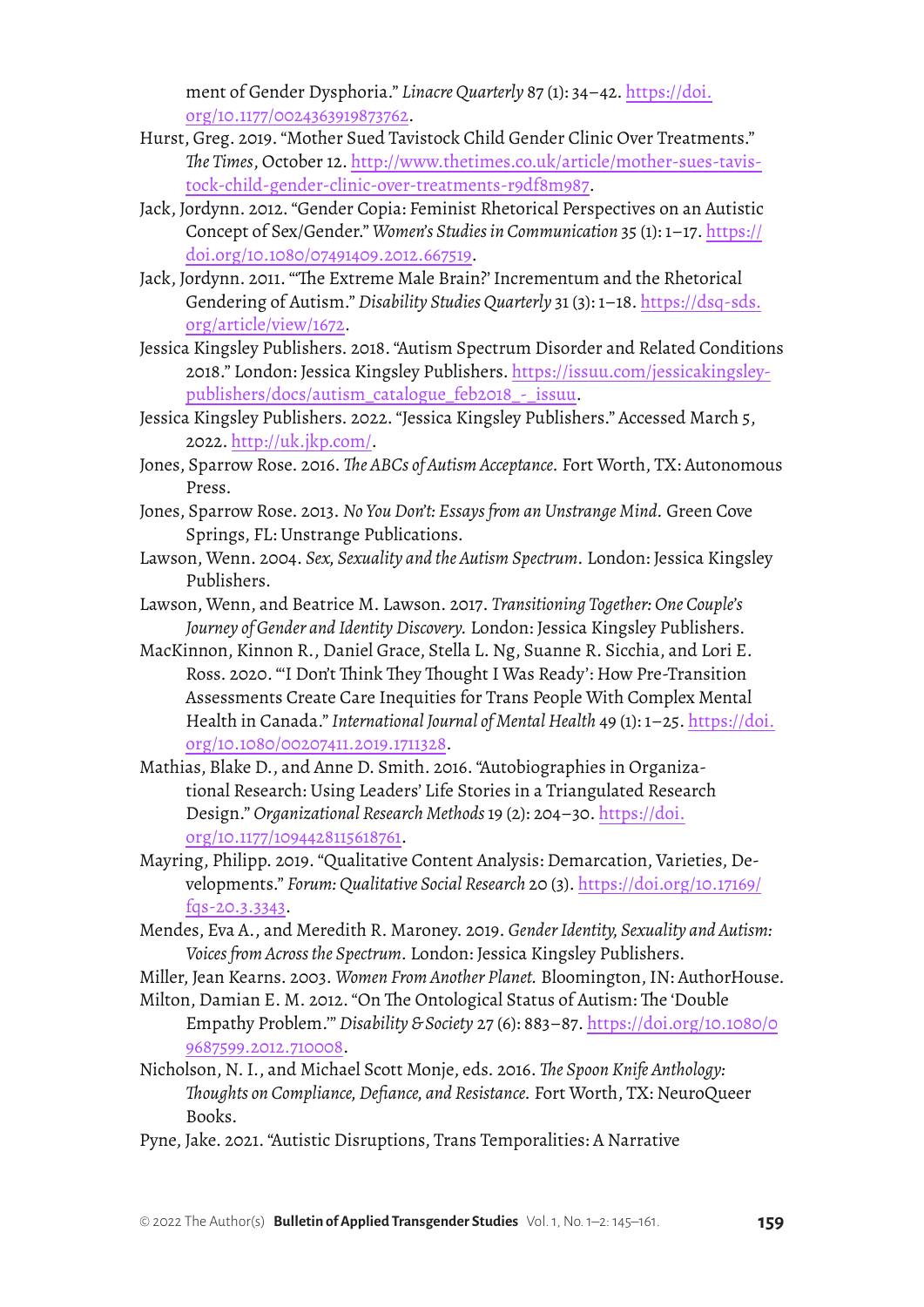ment of Gender Dysphoria." *Linacre Quarterly* 87 (1): 34–42. https://doi.org/10.1177/0024363919873762.

Hurst, Greg. 2019. "Mother Sued Tavistock Child Gender Clinic Over Treatments." *The Times*, October 12. http://www.thetimes.co.uk/article/mother-sues-tavistock-child-gender-clinic-over-treatments-r9df8m987.

Jack, Jordynn. 2012. "Gender Copia: Feminist Rhetorical Perspectives on an Autistic Concept of Sex/Gender." *Women's Studies in Communication* 35 (1): 1–17. https://doi.org/10.1080/07491409.2012.667519.

Jack, Jordynn. 2011. "'The Extreme Male Brain?' Incrementum and the Rhetorical Gendering of Autism." *Disability Studies Quarterly* 31 (3): 1–18. https://dsq-sds.org/article/view/1672.

Jessica Kingsley Publishers. 2018. "Autism Spectrum Disorder and Related Conditions 2018." London: Jessica Kingsley Publishers. https://issuu.com/jessicakingsley-publishers/docs/autism_catalogue_feb2018_-_issuu.

Jessica Kingsley Publishers. 2022. "Jessica Kingsley Publishers." Accessed March 5, 2022. http://uk.jkp.com/.

Jones, Sparrow Rose. 2016. *The ABCs of Autism Acceptance.* Fort Worth, TX: Autonomous Press.

Jones, Sparrow Rose. 2013. *No You Don't: Essays from an Unstrange Mind.* Green Cove Springs, FL: Unstrange Publications.

Lawson, Wenn. 2004. *Sex, Sexuality and the Autism Spectrum.* London: Jessica Kingsley Publishers.

Lawson, Wenn, and Beatrice M. Lawson. 2017. *Transitioning Together: One Couple's Journey of Gender and Identity Discovery.* London: Jessica Kingsley Publishers.

MacKinnon, Kinnon R., Daniel Grace, Stella L. Ng, Suanne R. Sicchia, and Lori E. Ross. 2020. "'I Don't Think They Thought I Was Ready': How Pre-Transition Assessments Create Care Inequities for Trans People With Complex Mental Health in Canada." *International Journal of Mental Health* 49 (1): 1–25. https://doi.org/10.1080/00207411.2019.1711328.

Mathias, Blake D., and Anne D. Smith. 2016. "Autobiographies in Organizational Research: Using Leaders' Life Stories in a Triangulated Research Design." *Organizational Research Methods* 19 (2): 204–30. https://doi.org/10.1177/1094428115618761.

Mayring, Philipp. 2019. "Qualitative Content Analysis: Demarcation, Varieties, Developments." *Forum: Qualitative Social Research* 20 (3). https://doi.org/10.17169/fqs-20.3.3343.

Mendes, Eva A., and Meredith R. Maroney. 2019. *Gender Identity, Sexuality and Autism: Voices from Across the Spectrum.* London: Jessica Kingsley Publishers.

Miller, Jean Kearns. 2003. *Women From Another Planet.* Bloomington, IN: AuthorHouse.

Milton, Damian E. M. 2012. "On The Ontological Status of Autism: The 'Double Empathy Problem.'" *Disability & Society* 27 (6): 883–87. https://doi.org/10.1080/09687599.2012.710008.

Nicholson, N. I., and Michael Scott Monje, eds. 2016. *The Spoon Knife Anthology: Thoughts on Compliance, Defiance, and Resistance.* Fort Worth, TX: NeuroQueer Books.

Pyne, Jake. 2021. "Autistic Disruptions, Trans Temporalities: A Narrative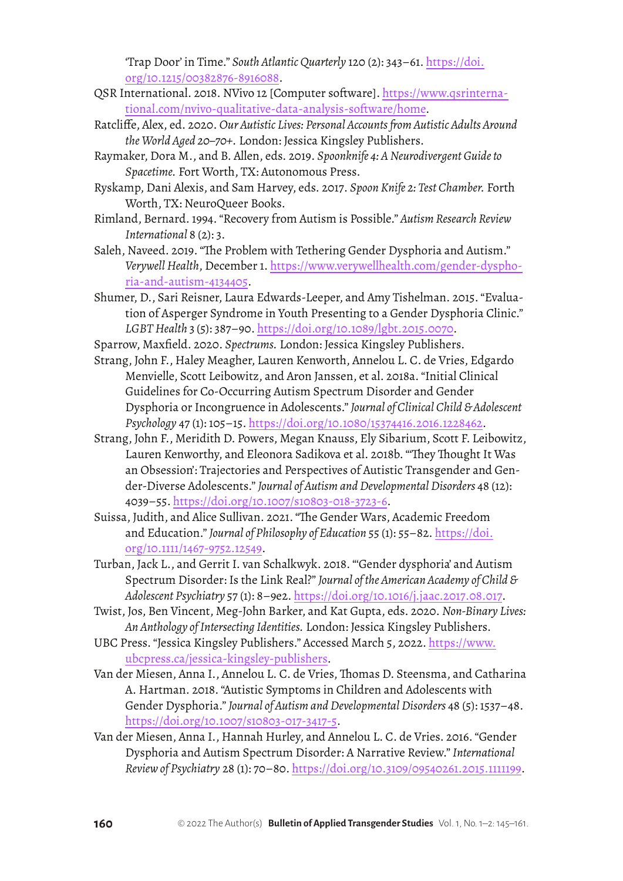'Trap Door' in Time." *South Atlantic Quarterly* 120 (2): 343–61. https://doi.org/10.1215/00382876-8916088.

QSR International. 2018. NVivo 12 [Computer software]. https://www.qsrinternational.com/nvivo-qualitative-data-analysis-software/home.

Ratcliffe, Alex, ed. 2020. *Our Autistic Lives: Personal Accounts from Autistic Adults Around the World Aged 20–70+.* London: Jessica Kingsley Publishers.

Raymaker, Dora M., and B. Allen, eds. 2019. *Spoonknife 4: A Neurodivergent Guide to Spacetime.* Fort Worth, TX: Autonomous Press.

Ryskamp, Dani Alexis, and Sam Harvey, eds. 2017. *Spoon Knife 2: Test Chamber.* Forth Worth, TX: NeuroQueer Books.

Rimland, Bernard. 1994. "Recovery from Autism is Possible." *Autism Research Review International* 8 (2): 3.

Saleh, Naveed. 2019. "The Problem with Tethering Gender Dysphoria and Autism." *Verywell Health*, December 1. https://www.verywellhealth.com/gender-dysphoria-and-autism-4134405.

Shumer, D., Sari Reisner, Laura Edwards-Leeper, and Amy Tishelman. 2015. "Evaluation of Asperger Syndrome in Youth Presenting to a Gender Dysphoria Clinic." *LGBT Health* 3 (5): 387–90. https://doi.org/10.1089/lgbt.2015.0070.

Sparrow, Maxfield. 2020. *Spectrums.* London: Jessica Kingsley Publishers.

Strang, John F., Haley Meagher, Lauren Kenworth, Annelou L. C. de Vries, Edgardo Menvielle, Scott Leibowitz, and Aron Janssen, et al. 2018a. "Initial Clinical Guidelines for Co-Occurring Autism Spectrum Disorder and Gender Dysphoria or Incongruence in Adolescents." *Journal of Clinical Child & Adolescent Psychology* 47 (1): 105–15. https://doi.org/10.1080/15374416.2016.1228462.

Strang, John F., Meridith D. Powers, Megan Knauss, Ely Sibarium, Scott F. Leibowitz, Lauren Kenworthy, and Eleonora Sadikova et al. 2018b. "'They Thought It Was an Obsession': Trajectories and Perspectives of Autistic Transgender and Gender-Diverse Adolescents." *Journal of Autism and Developmental Disorders* 48 (12): 4039–55. https://doi.org/10.1007/s10803-018-3723-6.

Suissa, Judith, and Alice Sullivan. 2021. "The Gender Wars, Academic Freedom and Education." *Journal of Philosophy of Education* 55 (1): 55–82. https://doi.org/10.1111/1467-9752.12549.

Turban, Jack L., and Gerrit I. van Schalkwyk. 2018. "'Gender dysphoria' and Autism Spectrum Disorder: Is the Link Real?" *Journal of the American Academy of Child & Adolescent Psychiatry* 57 (1): 8–9e2. https://doi.org/10.1016/j.jaac.2017.08.017.

Twist, Jos, Ben Vincent, Meg-John Barker, and Kat Gupta, eds. 2020. *Non-Binary Lives: An Anthology of Intersecting Identities.* London: Jessica Kingsley Publishers.

UBC Press. "Jessica Kingsley Publishers." Accessed March 5, 2022. https://www.ubcpress.ca/jessica-kingsley-publishers.

Van der Miesen, Anna I., Annelou L. C. de Vries, Thomas D. Steensma, and Catharina A. Hartman. 2018. "Autistic Symptoms in Children and Adolescents with Gender Dysphoria." *Journal of Autism and Developmental Disorders* 48 (5): 1537–48. https://doi.org/10.1007/s10803-017-3417-5.

Van der Miesen, Anna I., Hannah Hurley, and Annelou L. C. de Vries. 2016. "Gender Dysphoria and Autism Spectrum Disorder: A Narrative Review." *International Review of Psychiatry* 28 (1): 70–80. https://doi.org/10.3109/09540261.2015.1111199.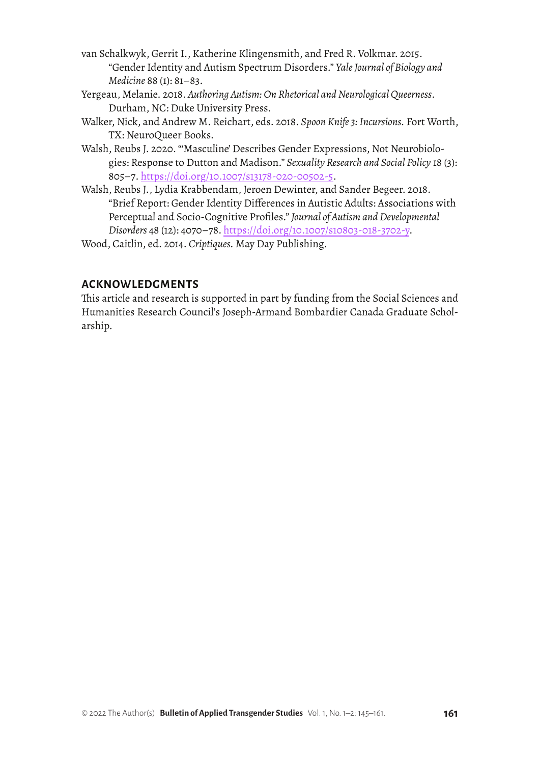van Schalkwyk, Gerrit I., Katherine Klingensmith, and Fred R. Volkmar. 2015. "Gender Identity and Autism Spectrum Disorders." *Yale Journal of Biology and Medicine* 88 (1): 81–83.

Yergeau, Melanie. 2018. *Authoring Autism: On Rhetorical and Neurological Queerness*. Durham, NC: Duke University Press.

Walker, Nick, and Andrew M. Reichart, eds. 2018. *Spoon Knife 3: Incursions.* Fort Worth, TX: NeuroQueer Books.

Walsh, Reubs J. 2020. "'Masculine' Describes Gender Expressions, Not Neurobiologies: Response to Dutton and Madison." *Sexuality Research and Social Policy* 18 (3): 805–7. https://doi.org/10.1007/s13178-020-00502-5.

Walsh, Reubs J., Lydia Krabbendam, Jeroen Dewinter, and Sander Begeer. 2018. "Brief Report: Gender Identity Differences in Autistic Adults: Associations with Perceptual and Socio-Cognitive Profiles." *Journal of Autism and Developmental Disorders* 48 (12): 4070–78. https://doi.org/10.1007/s10803-018-3702-y.

Wood, Caitlin, ed. 2014. *Criptiques.* May Day Publishing.

## ACKNOWLEDGMENTS

This article and research is supported in part by funding from the Social Sciences and Humanities Research Council's Joseph-Armand Bombardier Canada Graduate Scholarship.